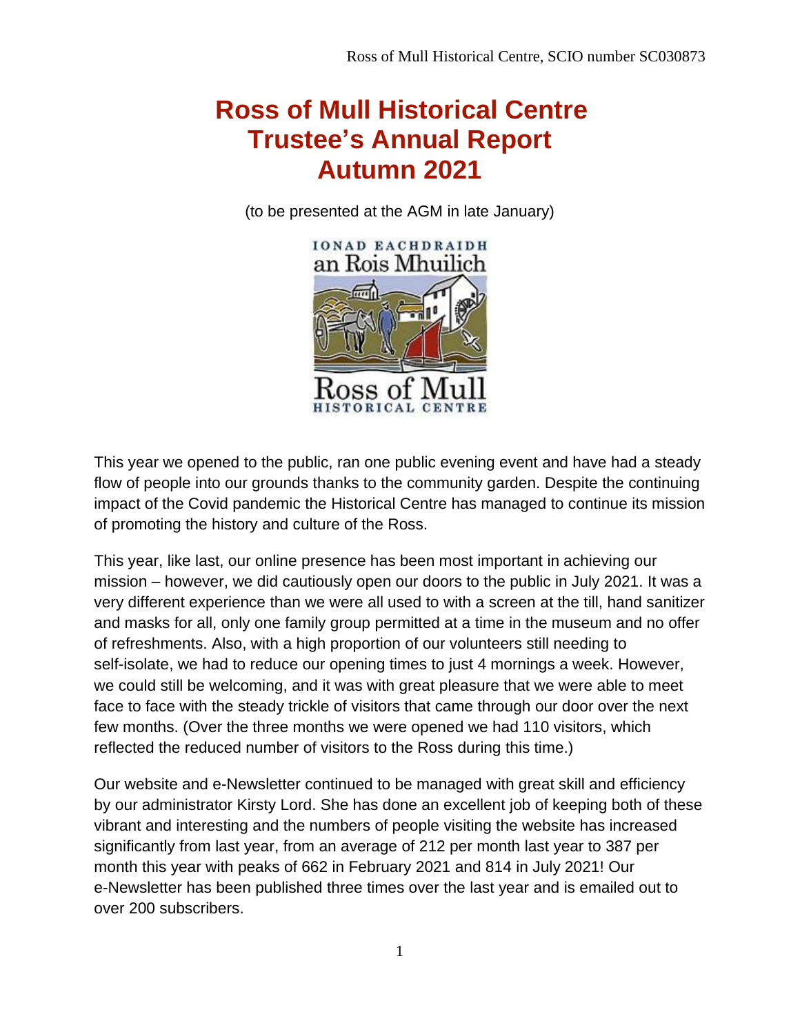Ross of Mull Historical Centre, SCIO number SC030873

# Ross of Mull Historical Centre
# Trustee's Annual Report
# Autumn 2021

(to be presented at the AGM in late January)

This year we opened to the public, ran one public evening event and have had a steady flow of people into our grounds thanks to the community garden. Despite the continuing impact of the Covid pandemic the Historical Centre has managed to continue its mission of promoting the history and culture of the Ross.

This year, like last, our online presence has been most important in achieving our mission – however, we did cautiously open our doors to the public in July 2021. It was a very different experience than we were all used to with a screen at the till, hand sanitizer and masks for all, only one family group permitted at a time in the museum and no offer of refreshments. Also, with a high proportion of our volunteers still needing to self-isolate, we had to reduce our opening times to just 4 mornings a week. However, we could still be welcoming, and it was with great pleasure that we were able to meet face to face with the steady trickle of visitors that came through our door over the next few months. (Over the three months we were opened we had 110 visitors, which reflected the reduced number of visitors to the Ross during this time.)

Our website and e-Newsletter continued to be managed with great skill and efficiency by our administrator Kirsty Lord. She has done an excellent job of keeping both of these vibrant and interesting and the numbers of people visiting the website has increased significantly from last year, from an average of 212 per month last year to 387 per month this year with peaks of 662 in February 2021 and 814 in July 2021! Our e-Newsletter has been published three times over the last year and is emailed out to over 200 subscribers.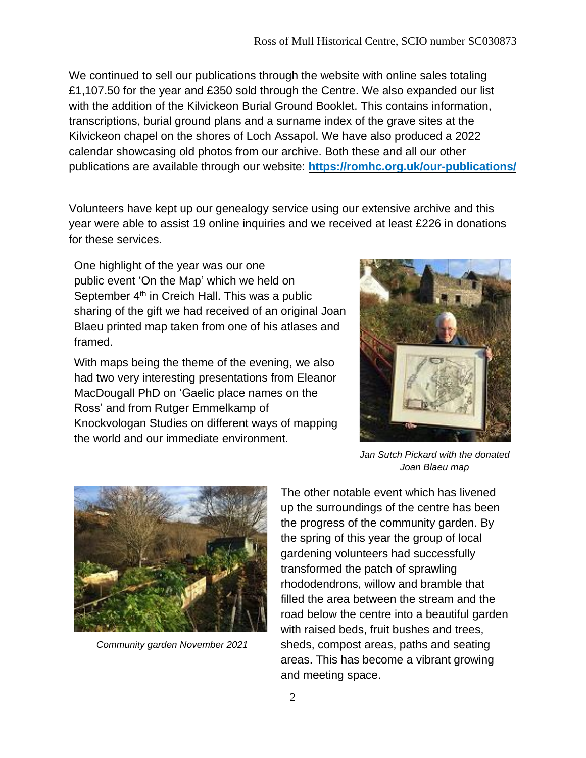We continued to sell our publications through the website with online sales totaling £1,107.50 for the year and £350 sold through the Centre. We also expanded our list with the addition of the Kilvickeon Burial Ground Booklet. This contains information, transcriptions, burial ground plans and a surname index of the grave sites at the Kilvickeon chapel on the shores of Loch Assapol. We have also produced a 2022 calendar showcasing old photos from our archive. Both these and all our other publications are available through our website: **https://romhc.org.uk/our-publications/**

Volunteers have kept up our genealogy service using our extensive archive and this year were able to assist 19 online inquiries and we received at least £226 in donations for these services.

One highlight of the year was our one public event 'On the Map' which we held on September 4th in Creich Hall. This was a public sharing of the gift we had received of an original Joan Blaeu printed map taken from one of his atlases and framed.

With maps being the theme of the evening, we also had two very interesting presentations from Eleanor MacDougall PhD on 'Gaelic place names on the Ross' and from Rutger Emmelkamp of Knockvologan Studies on different ways of mapping the world and our immediate environment.

*Jan Sutch Pickard with the donated Joan Blaeu map*

*Community garden November 2021*

The other notable event which has livened up the surroundings of the centre has been the progress of the community garden. By the spring of this year the group of local gardening volunteers had successfully transformed the patch of sprawling rhododendrons, willow and bramble that filled the area between the stream and the road below the centre into a beautiful garden with raised beds, fruit bushes and trees, sheds, compost areas, paths and seating areas. This has become a vibrant growing and meeting space.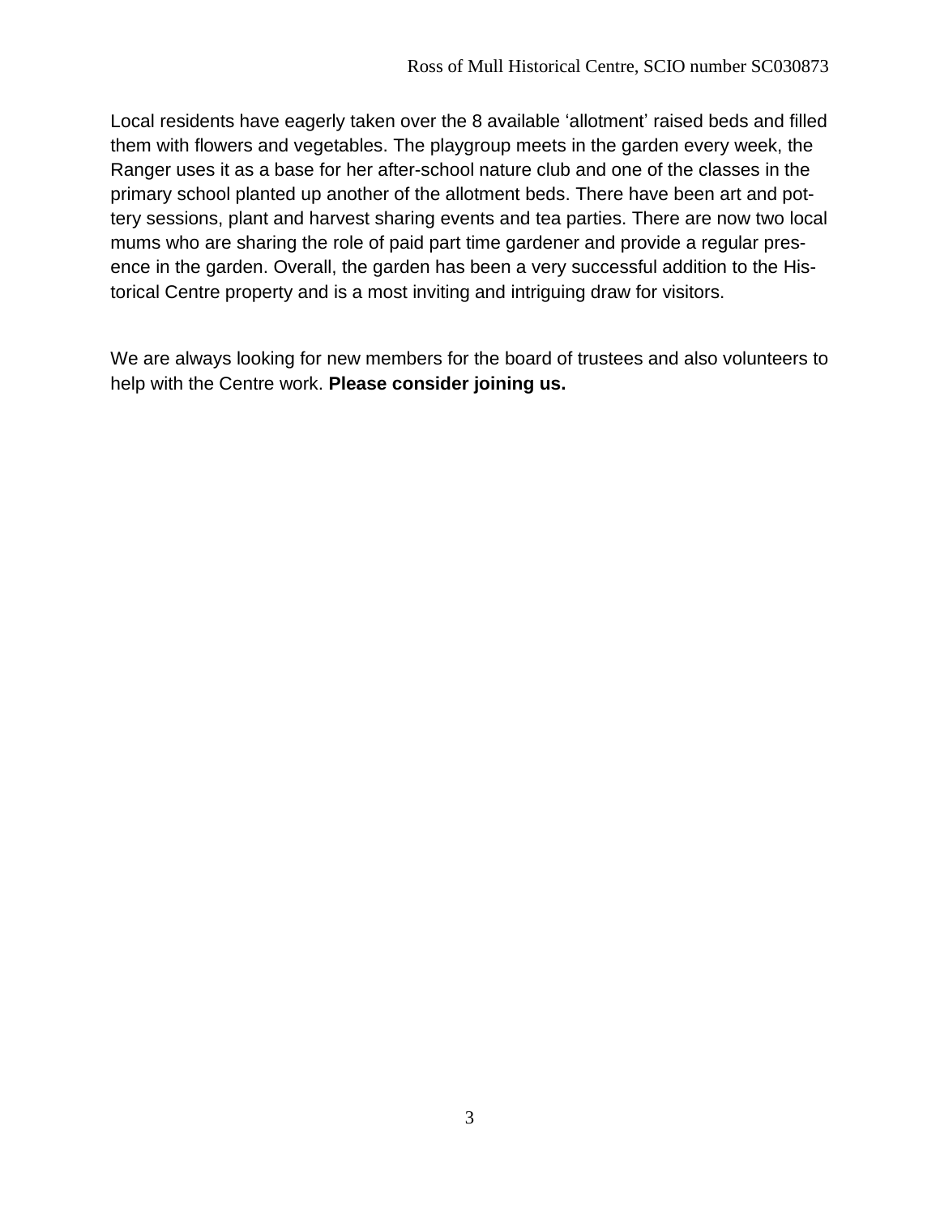Local residents have eagerly taken over the 8 available ‘allotment’ raised beds and filled them with flowers and vegetables. The playgroup meets in the garden every week, the Ranger uses it as a base for her after-school nature club and one of the classes in the primary school planted up another of the allotment beds. There have been art and pottery sessions, plant and harvest sharing events and tea parties. There are now two local mums who are sharing the role of paid part time gardener and provide a regular presence in the garden. Overall, the garden has been a very successful addition to the Historical Centre property and is a most inviting and intriguing draw for visitors.

We are always looking for new members for the board of trustees and also volunteers to help with the Centre work. **Please consider joining us.**